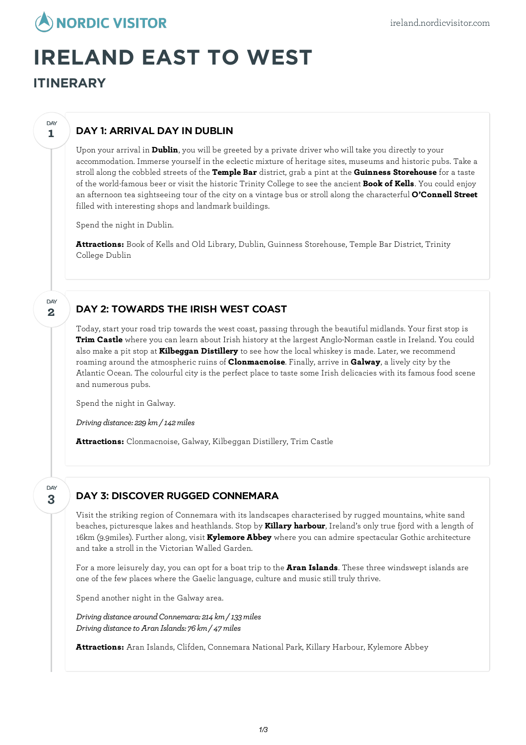# IRELAND EAST TO WEST

## ITINERARY

### DAY 1: ARRIVAL DAY IN DUBLIN

Upon your arrival in **Dublin**, you will be greeted by a private driver who will take you directly to your accommodation. Immerse yourself in the eclectic mixture of heritage sites, museums and historic pubs. Take a stroll along the cobbled streets of the **Temple Bar** district, grab a pint at the **Guinness Storehouse** for a taste of the world-famous beer or visit the historic Trinity College to see the ancient **Book of Kells**. You could enjoy an afternoon tea sightseeing tour of the city on a vintage bus or stroll along the characterful **O'Connell Street** filled with interesting shops and landmark buildings.

Spend the night in Dublin.

**Attractions:** Book of Kells and Old Library, Dublin, Guinness Storehouse, Temple Bar District, Trinity College Dublin

### DAY 2: TOWARDS THE IRISH WEST COAST

Today, start your road trip towards the west coast, passing through the beautiful midlands. Your first stop is **Trim Castle** where you can learn about Irish history at the largest Anglo-Norman castle in Ireland. You could also make a pit stop at **Kilbeggan Distillery** to see how the local whiskey is made. Later, we recommend roaming around the atmospheric ruins of **Clonmacnoise**. Finally, arrive in **Galway**, a lively city by the Atlantic Ocean. The colourful city is the perfect place to taste some Irish delicacies with its famous food scene and numerous pubs.

Spend the night in Galway.

*Driving distance: 229 km / 142 miles*

**Attractions:** Clonmacnoise, Galway, Kilbeggan Distillery, Trim Castle

### DAY 3: DISCOVER RUGGED CONNEMARA

Visit the striking region of Connemara with its landscapes characterised by rugged mountains, white sand beaches, picturesque lakes and heathlands. Stop by **Killary harbour**, Ireland's only true fjord with a length of 16km (9.9miles). Further along, visit **Kylemore Abbey** where you can admire spectacular Gothic architecture and take a stroll in the Victorian Walled Garden.

For a more leisurely day, you can opt for a boat trip to the **Aran Islands**. These three windswept islands are one of the few places where the Gaelic language, culture and music still truly thrive.

Spend another night in the Galway area.

*Driving distance around Connemara: 214 km / 133 miles*
*Driving distance to Aran Islands: 76 km / 47 miles*

**Attractions:** Aran Islands, Clifden, Connemara National Park, Killary Harbour, Kylemore Abbey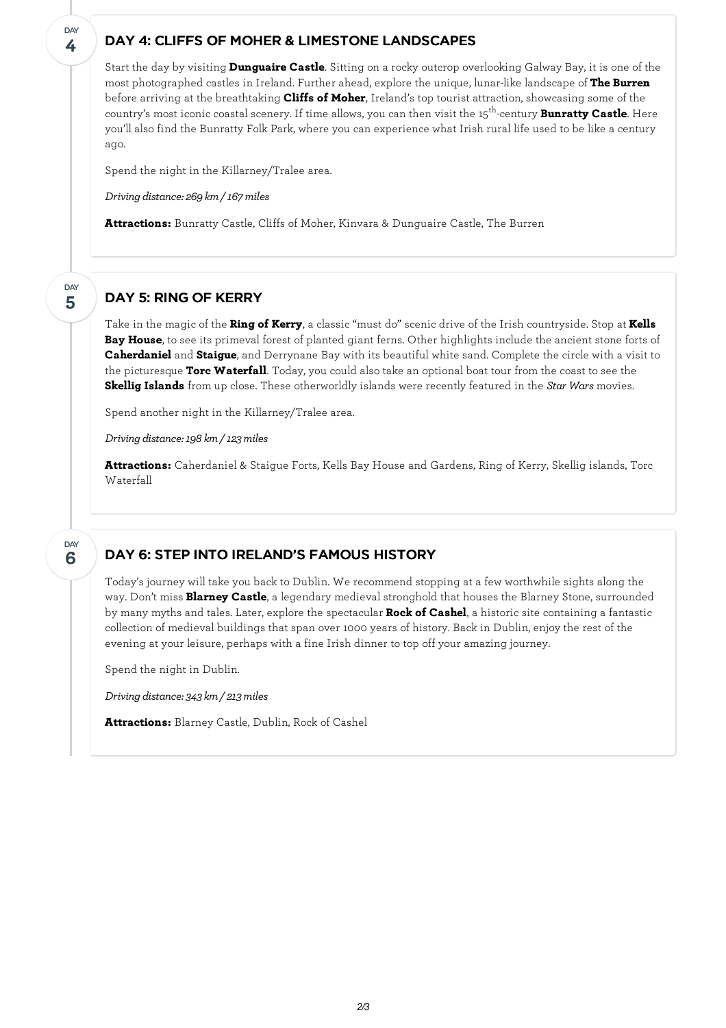## DAY 4: CLIFFS OF MOHER & LIMESTONE LANDSCAPES

Start the day by visiting **Dunguaire Castle**. Sitting on a rocky outcrop overlooking Galway Bay, it is one of the most photographed castles in Ireland. Further ahead, explore the unique, lunar-like landscape of **The Burren** before arriving at the breathtaking **Cliffs of Moher**, Ireland's top tourist attraction, showcasing some of the country's most iconic coastal scenery. If time allows, you can then visit the 15th-century **Bunratty Castle**. Here you'll also find the Bunratty Folk Park, where you can experience what Irish rural life used to be like a century ago.

Spend the night in the Killarney/Tralee area.

*Driving distance: 269 km / 167 miles*

**Attractions:** Bunratty Castle, Cliffs of Moher, Kinvara & Dunguaire Castle, The Burren

## DAY 5: RING OF KERRY

Take in the magic of the **Ring of Kerry**, a classic "must do" scenic drive of the Irish countryside. Stop at **Kells Bay House**, to see its primeval forest of planted giant ferns. Other highlights include the ancient stone forts of **Caherdaniel** and **Staigue**, and Derrynane Bay with its beautiful white sand. Complete the circle with a visit to the picturesque **Torc Waterfall**. Today, you could also take an optional boat tour from the coast to see the **Skellig Islands** from up close. These otherworldly islands were recently featured in the *Star Wars* movies.

Spend another night in the Killarney/Tralee area.

*Driving distance: 198 km / 123 miles*

**Attractions:** Caherdaniel & Staigue Forts, Kells Bay House and Gardens, Ring of Kerry, Skellig islands, Torc Waterfall

## DAY 6: STEP INTO IRELAND'S FAMOUS HISTORY

Today's journey will take you back to Dublin. We recommend stopping at a few worthwhile sights along the way. Don't miss **Blarney Castle**, a legendary medieval stronghold that houses the Blarney Stone, surrounded by many myths and tales. Later, explore the spectacular **Rock of Cashel**, a historic site containing a fantastic collection of medieval buildings that span over 1000 years of history. Back in Dublin, enjoy the rest of the evening at your leisure, perhaps with a fine Irish dinner to top off your amazing journey.

Spend the night in Dublin.

*Driving distance: 343 km / 213 miles*

**Attractions:** Blarney Castle, Dublin, Rock of Cashel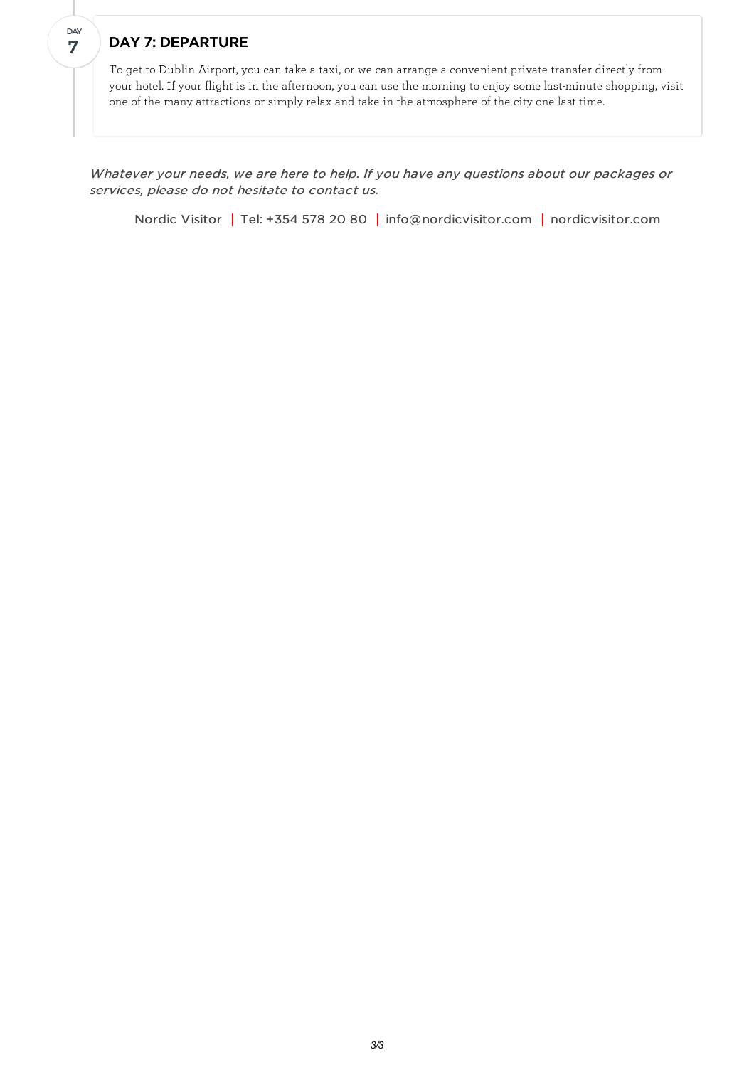## DAY 7: DEPARTURE

To get to Dublin Airport, you can take a taxi, or we can arrange a convenient private transfer directly from your hotel. If your flight is in the afternoon, you can use the morning to enjoy some last-minute shopping, visit one of the many attractions or simply relax and take in the atmosphere of the city one last time.

*Whatever your needs, we are here to help. If you have any questions about our packages or services, please do not hesitate to contact us.*

Nordic Visitor | Tel: +354 578 20 80 | info@nordicvisitor.com | nordicvisitor.com